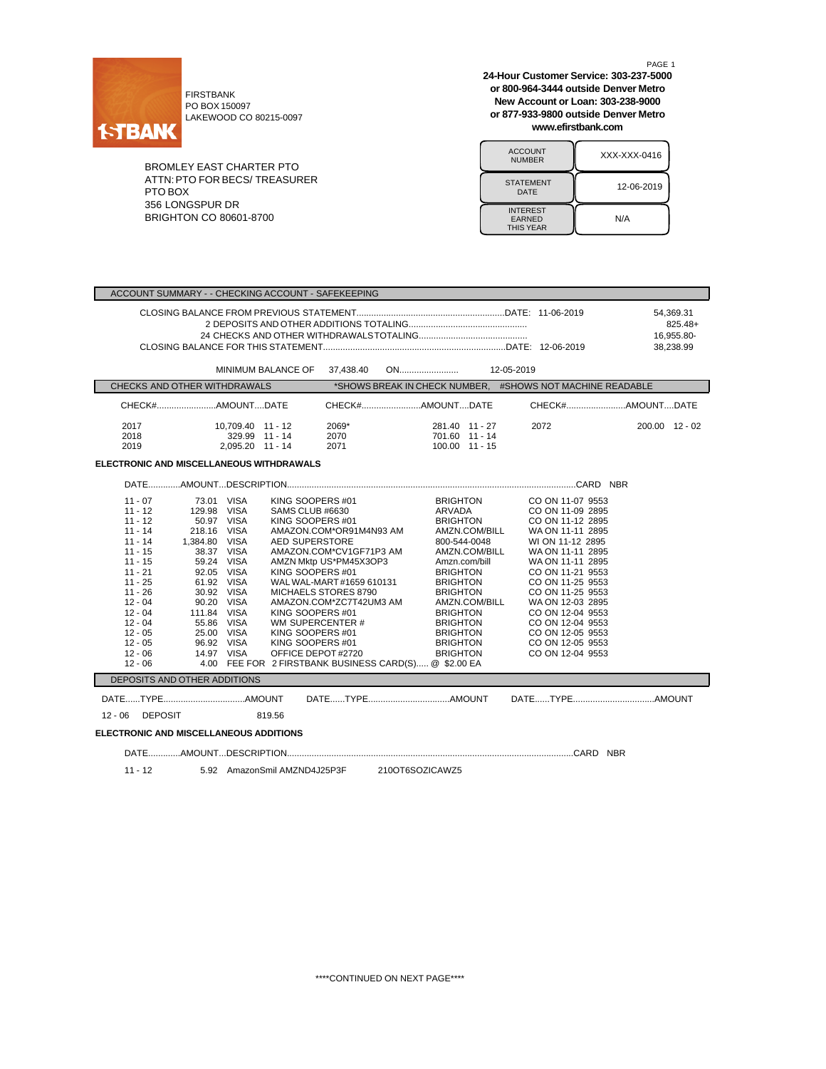FIRSTBANK
PO BOX 150097
LAKEWOOD CO 80215-0097

**24-Hour Customer Service: 303-237-5000**
**or 800-964-3444 outside Denver Metro**
**New Account or Loan: 303-238-9000**
**or 877-933-9800 outside Denver Metro**
**www.efirstbank.com**

BROMLEY EAST CHARTER PTO
ATTN: PTO FOR BECS/ TREASURER
PTO BOX
356 LONGSPUR DR
BRIGHTON CO 80601-8700

| ACCOUNT NUMBER | XXX-XXX-0416 |
|---|---|
| STATEMENT DATE | 12-06-2019 |
| INTEREST EARNED THIS YEAR | N/A |

## ACCOUNT SUMMARY - - CHECKING ACCOUNT - SAFEKEEPING

| | | |
|---|---|---|
| CLOSING BALANCE FROM PREVIOUS STATEMENT | DATE: 11-06-2019 | 54,369.31 |
| 2 DEPOSITS AND OTHER ADDITIONS TOTALING | | 825.48+ |
| 24 CHECKS AND OTHER WITHDRAWALS TOTALING | | 16,955.80- |
| CLOSING BALANCE FOR THIS STATEMENT | DATE: 12-06-2019 | 38,238.99 |

MINIMUM BALANCE OF 37,438.40 ON 12-05-2019

## CHECKS AND OTHER WITHDRAWALS

*SHOWS BREAK IN CHECK NUMBER, #SHOWS NOT MACHINE READABLE

| CHECK# | AMOUNT | DATE | CHECK# | AMOUNT | DATE | CHECK# | AMOUNT | DATE |
|---|---|---|---|---|---|---|---|---|
| 2017 | 10,709.40 | 11 - 12 | 2069* | 281.40 | 11 - 27 | 2072 | 200.00 | 12 - 02 |
| 2018 | 329.99 | 11 - 14 | 2070 | 701.60 | 11 - 14 | | | |
| 2019 | 2,095.20 | 11 - 14 | 2071 | 100.00 | 11 - 15 | | | |

**ELECTRONIC AND MISCELLANEOUS WITHDRAWALS**

| DATE | AMOUNT | DESCRIPTION | | | CARD NBR |
|---|---|---|---|---|---|
| 11 - 07 | 73.01 | VISA KING SOOPERS #01 | BRIGHTON | CO ON 11-07 | 9553 |
| 11 - 12 | 129.98 | VISA SAMS CLUB #6630 | ARVADA | CO ON 11-09 | 2895 |
| 11 - 12 | 50.97 | VISA KING SOOPERS #01 | BRIGHTON | CO ON 11-12 | 2895 |
| 11 - 14 | 218.16 | VISA AMAZON.COM*OR91M4N93 AM | AMZN.COM/BILL | WA ON 11-11 | 2895 |
| 11 - 14 | 1,384.80 | VISA AED SUPERSTORE | 800-544-0048 | WI ON 11-12 | 2895 |
| 11 - 15 | 38.37 | VISA AMAZON.COM*CV1GF71P3 AM | AMZN.COM/BILL | WA ON 11-11 | 2895 |
| 11 - 15 | 59.24 | VISA AMZN Mktp US*PM45X3OP3 | Amzn.com/bill | WA ON 11-11 | 2895 |
| 11 - 21 | 92.05 | VISA KING SOOPERS #01 | BRIGHTON | CO ON 11-21 | 9553 |
| 11 - 25 | 61.92 | VISA WAL WAL-MART #1659 610131 | BRIGHTON | CO ON 11-25 | 9553 |
| 11 - 26 | 30.92 | VISA MICHAELS STORES 8790 | BRIGHTON | CO ON 11-25 | 9553 |
| 12 - 04 | 90.20 | VISA AMAZON.COM*ZC7T42UM3 AM | AMZN.COM/BILL | WA ON 12-03 | 2895 |
| 12 - 04 | 111.84 | VISA KING SOOPERS #01 | BRIGHTON | CO ON 12-04 | 9553 |
| 12 - 04 | 55.86 | VISA WM SUPERCENTER # | BRIGHTON | CO ON 12-04 | 9553 |
| 12 - 05 | 25.00 | VISA KING SOOPERS #01 | BRIGHTON | CO ON 12-05 | 9553 |
| 12 - 05 | 96.92 | VISA KING SOOPERS #01 | BRIGHTON | CO ON 12-05 | 9553 |
| 12 - 06 | 14.97 | VISA OFFICE DEPOT #2720 | BRIGHTON | CO ON 12-04 | 9553 |
| 12 - 06 | 4.00 | FEE FOR 2 FIRSTBANK BUSINESS CARD(S)..... @ $2.00 EA | | | |

## DEPOSITS AND OTHER ADDITIONS

| DATE | TYPE | AMOUNT | DATE | TYPE | AMOUNT | DATE | TYPE | AMOUNT |
|---|---|---|---|---|---|---|---|---|
| 12 - 06 | DEPOSIT | 819.56 | | | | | | |

**ELECTRONIC AND MISCELLANEOUS ADDITIONS**

| DATE | AMOUNT | DESCRIPTION | CARD NBR |
|---|---|---|---|
| 11 - 12 | 5.92 | AmazonSmil AMZND4J25P3F 210OT6SOZICAWZ5 | |

\*\*\*\*CONTINUED ON NEXT PAGE\*\*\*\*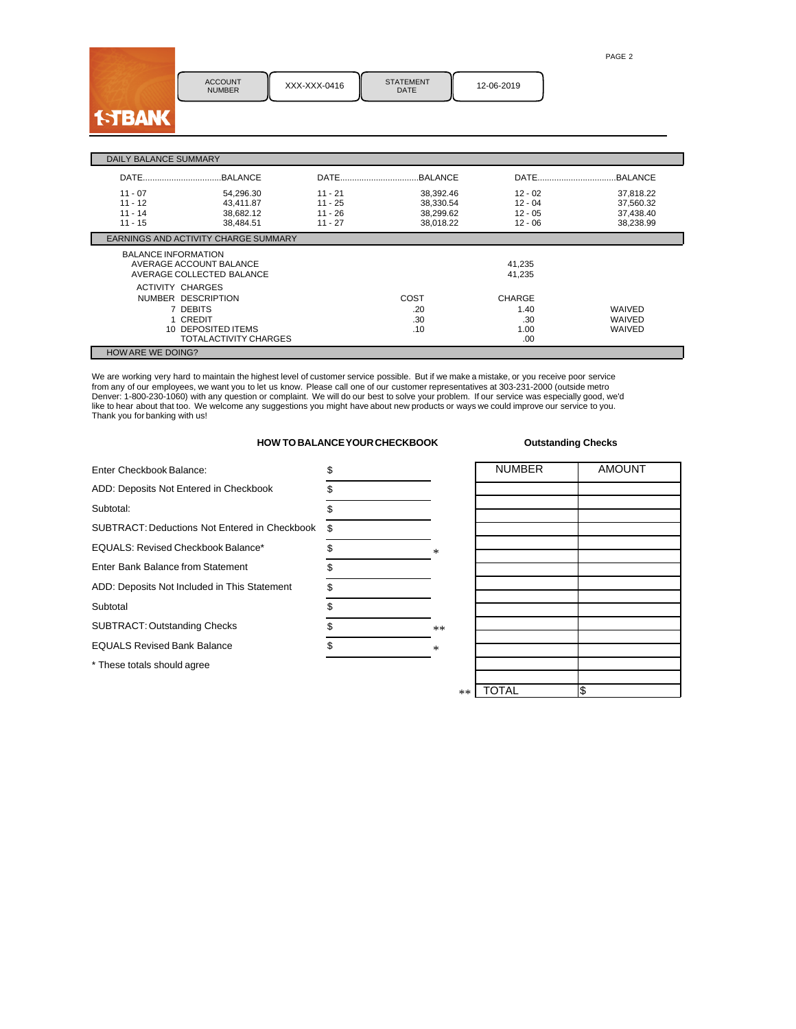1STBANK

| ACCOUNT NUMBER | XXX-XXX-0416 | STATEMENT DATE | 12-06-2019 |
|---|---|---|---|

## DAILY BALANCE SUMMARY

| DATE | BALANCE | DATE | BALANCE | DATE | BALANCE |
|---|---|---|---|---|---|
| 11 - 07 | 54,296.30 | 11 - 21 | 38,392.46 | 12 - 02 | 37,818.22 |
| 11 - 12 | 43,411.87 | 11 - 25 | 38,330.54 | 12 - 04 | 37,560.32 |
| 11 - 14 | 38,682.12 | 11 - 26 | 38,299.62 | 12 - 05 | 37,438.40 |
| 11 - 15 | 38,484.51 | 11 - 27 | 38,018.22 | 12 - 06 | 38,238.99 |

## EARNINGS AND ACTIVITY CHARGE SUMMARY

BALANCE INFORMATION

| | |
|---|---|
| AVERAGE ACCOUNT BALANCE | 41,235 |
| AVERAGE COLLECTED BALANCE | 41,235 |

ACTIVITY CHARGES

| NUMBER | DESCRIPTION | COST | CHARGE | |
|---|---|---|---|---|
| 7 | DEBITS | .20 | 1.40 | WAIVED |
| 1 | CREDIT | .30 | .30 | WAIVED |
| 10 | DEPOSITED ITEMS | .10 | 1.00 | WAIVED |
| | TOTALACTIVITY CHARGES | | .00 | |

## HOW ARE WE DOING?

We are working very hard to maintain the highest level of customer service possible. But if we make a mistake, or you receive poor service from any of our employees, we want you to let us know. Please call one of our customer representatives at 303-231-2000 (outside metro Denver: 1-800-230-1060) with any question or complaint. We will do our best to solve your problem. If our service was especially good, we'd like to hear about that too. We welcome any suggestions you might have about new products or ways we could improve our service to you. Thank you for banking with us!

### HOW TO BALANCE YOUR CHECKBOOK

| | | |
|---|---|---|
| Enter Checkbook Balance: | $ | |
| ADD: Deposits Not Entered in Checkbook | $ | |
| Subtotal: | $ | |
| SUBTRACT: Deductions Not Entered in Checkbook | $ | |
| EQUALS: Revised Checkbook Balance* | $ | * |
| Enter Bank Balance from Statement | $ | |
| ADD: Deposits Not Included in This Statement | $ | |
| Subtotal | $ | |
| SUBTRACT: Outstanding Checks | $ | ** |
| EQUALS Revised Bank Balance | $ | * |

* These totals should agree

### Outstanding Checks

| NUMBER | AMOUNT |
|---|---|
| | |
| | |
| | |
| | |
| | |
| | |
| | |
| | |
| | |
| | |
| | |
| | |
| | |
| | |
| | |
| ** TOTAL | $ |